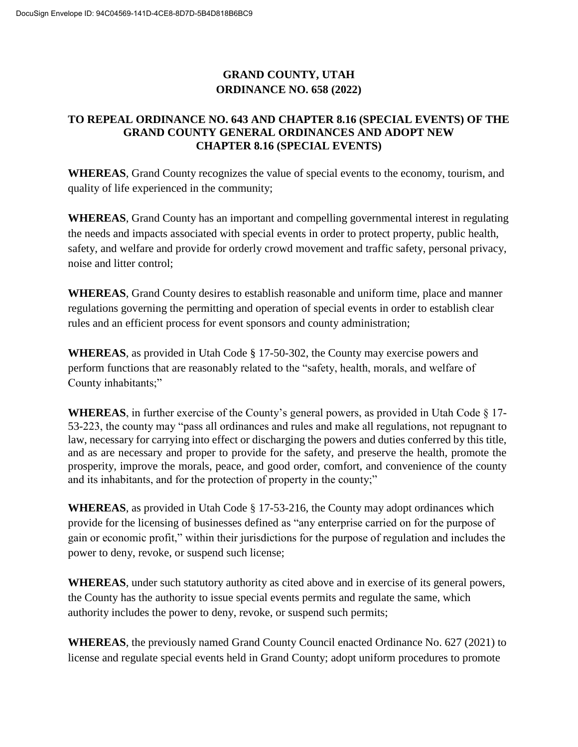# GRAND COUNTY, UTAH
# ORDINANCE NO. 658 (2022)

## TO REPEAL ORDINANCE NO. 643 AND CHAPTER 8.16 (SPECIAL EVENTS) OF THE GRAND COUNTY GENERAL ORDINANCES AND ADOPT NEW CHAPTER 8.16 (SPECIAL EVENTS)

**WHEREAS**, Grand County recognizes the value of special events to the economy, tourism, and quality of life experienced in the community;

**WHEREAS**, Grand County has an important and compelling governmental interest in regulating the needs and impacts associated with special events in order to protect property, public health, safety, and welfare and provide for orderly crowd movement and traffic safety, personal privacy, noise and litter control;

**WHEREAS**, Grand County desires to establish reasonable and uniform time, place and manner regulations governing the permitting and operation of special events in order to establish clear rules and an efficient process for event sponsors and county administration;

**WHEREAS**, as provided in Utah Code § 17-50-302, the County may exercise powers and perform functions that are reasonably related to the "safety, health, morals, and welfare of County inhabitants;"

**WHEREAS**, in further exercise of the County's general powers, as provided in Utah Code § 17-53-223, the county may "pass all ordinances and rules and make all regulations, not repugnant to law, necessary for carrying into effect or discharging the powers and duties conferred by this title, and as are necessary and proper to provide for the safety, and preserve the health, promote the prosperity, improve the morals, peace, and good order, comfort, and convenience of the county and its inhabitants, and for the protection of property in the county;"

**WHEREAS**, as provided in Utah Code § 17-53-216, the County may adopt ordinances which provide for the licensing of businesses defined as "any enterprise carried on for the purpose of gain or economic profit," within their jurisdictions for the purpose of regulation and includes the power to deny, revoke, or suspend such license;

**WHEREAS**, under such statutory authority as cited above and in exercise of its general powers, the County has the authority to issue special events permits and regulate the same, which authority includes the power to deny, revoke, or suspend such permits;

**WHEREAS**, the previously named Grand County Council enacted Ordinance No. 627 (2021) to license and regulate special events held in Grand County; adopt uniform procedures to promote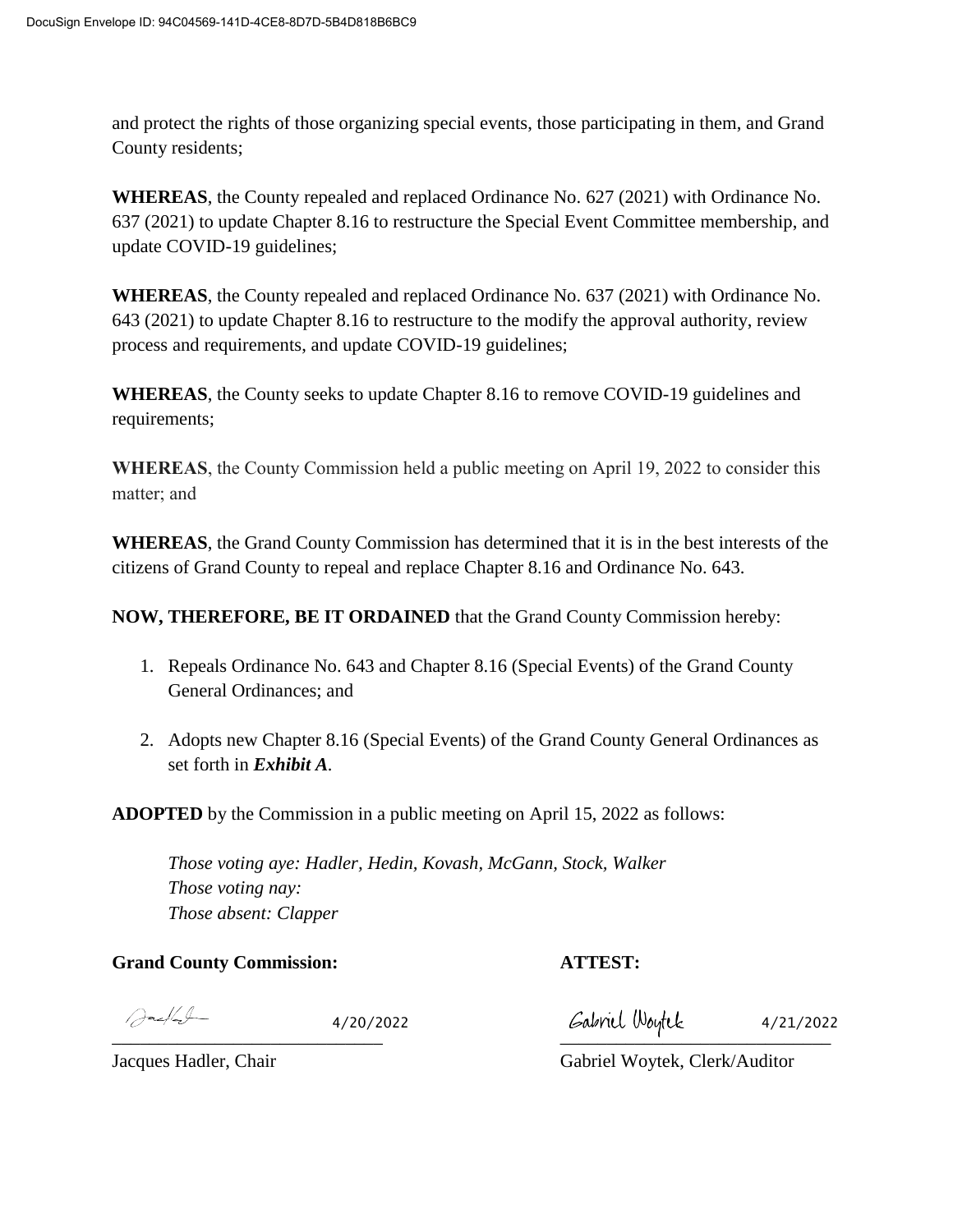and protect the rights of those organizing special events, those participating in them, and Grand County residents;

**WHEREAS**, the County repealed and replaced Ordinance No. 627 (2021) with Ordinance No. 637 (2021) to update Chapter 8.16 to restructure the Special Event Committee membership, and update COVID-19 guidelines;

**WHEREAS**, the County repealed and replaced Ordinance No. 637 (2021) with Ordinance No. 643 (2021) to update Chapter 8.16 to restructure to the modify the approval authority, review process and requirements, and update COVID-19 guidelines;

**WHEREAS**, the County seeks to update Chapter 8.16 to remove COVID-19 guidelines and requirements;

**WHEREAS**, the County Commission held a public meeting on April 19, 2022 to consider this matter; and

**WHEREAS**, the Grand County Commission has determined that it is in the best interests of the citizens of Grand County to repeal and replace Chapter 8.16 and Ordinance No. 643.

**NOW, THEREFORE, BE IT ORDAINED** that the Grand County Commission hereby:

1. Repeals Ordinance No. 643 and Chapter 8.16 (Special Events) of the Grand County General Ordinances; and
2. Adopts new Chapter 8.16 (Special Events) of the Grand County General Ordinances as set forth in ***Exhibit A***.

**ADOPTED** by the Commission in a public meeting on April 15, 2022 as follows:

*Those voting aye: Hadler, Hedin, Kovash, McGann, Stock, Walker*
*Those voting nay:*
*Those absent: Clapper*

**Grand County Commission:**

_______________________________ 4/20/2022
Jacques Hadler, Chair

**ATTEST:**

Gabriel Woytek _______________________________ 4/21/2022
Gabriel Woytek, Clerk/Auditor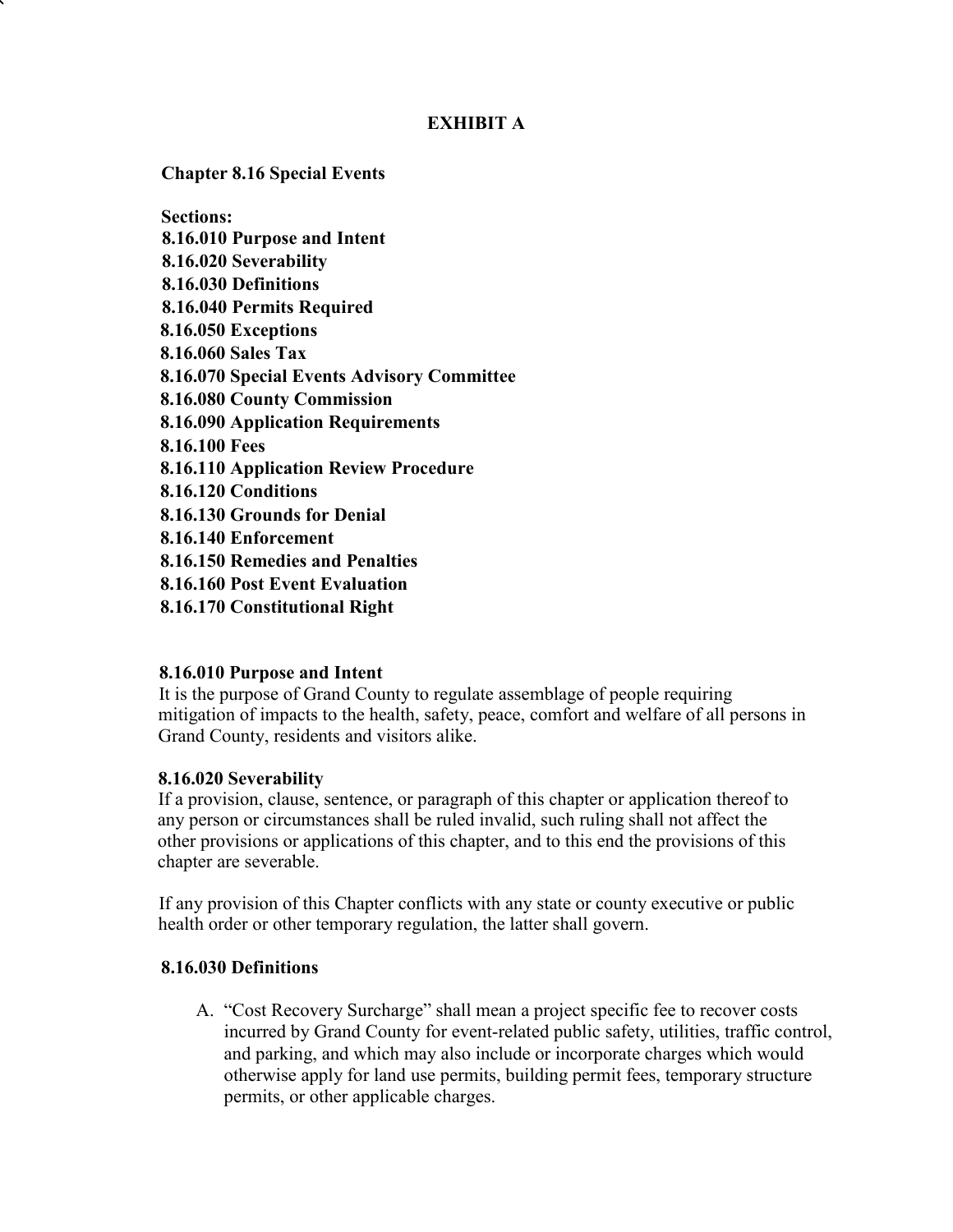## EXHIBIT A

### Chapter 8.16 Special Events

**Sections:**
**8.16.010 Purpose and Intent**
**8.16.020 Severability**
**8.16.030 Definitions**
**8.16.040 Permits Required**
**8.16.050 Exceptions**
**8.16.060 Sales Tax**
**8.16.070 Special Events Advisory Committee**
**8.16.080 County Commission**
**8.16.090 Application Requirements**
**8.16.100 Fees**
**8.16.110 Application Review Procedure**
**8.16.120 Conditions**
**8.16.130 Grounds for Denial**
**8.16.140 Enforcement**
**8.16.150 Remedies and Penalties**
**8.16.160 Post Event Evaluation**
**8.16.170 Constitutional Right**

#### 8.16.010 Purpose and Intent

It is the purpose of Grand County to regulate assemblage of people requiring mitigation of impacts to the health, safety, peace, comfort and welfare of all persons in Grand County, residents and visitors alike.

#### 8.16.020 Severability

If a provision, clause, sentence, or paragraph of this chapter or application thereof to any person or circumstances shall be ruled invalid, such ruling shall not affect the other provisions or applications of this chapter, and to this end the provisions of this chapter are severable.

If any provision of this Chapter conflicts with any state or county executive or public health order or other temporary regulation, the latter shall govern.

#### 8.16.030 Definitions

A. "Cost Recovery Surcharge" shall mean a project specific fee to recover costs incurred by Grand County for event-related public safety, utilities, traffic control, and parking, and which may also include or incorporate charges which would otherwise apply for land use permits, building permit fees, temporary structure permits, or other applicable charges.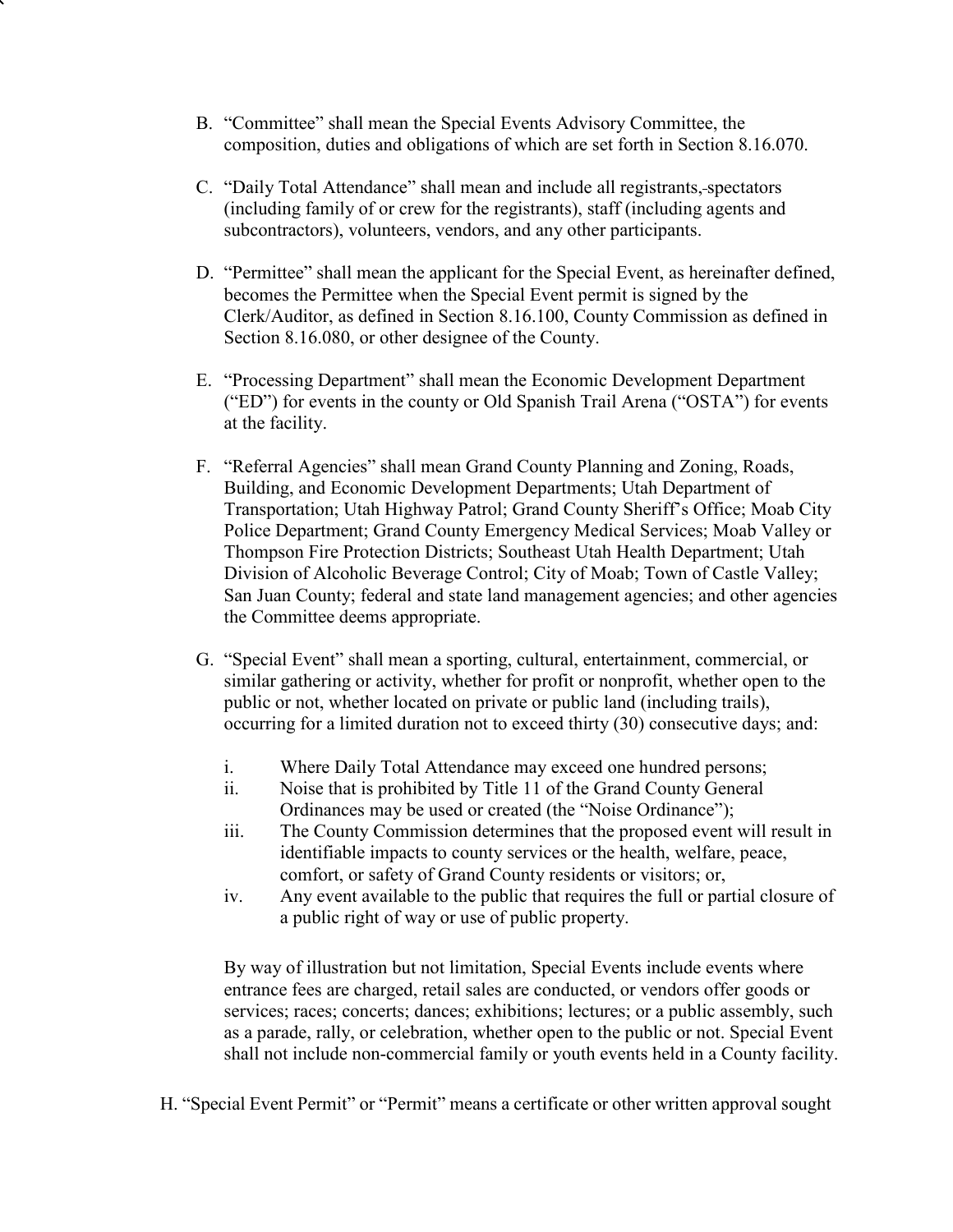B. "Committee" shall mean the Special Events Advisory Committee, the composition, duties and obligations of which are set forth in Section 8.16.070.

C. "Daily Total Attendance" shall mean and include all registrants, spectators (including family of or crew for the registrants), staff (including agents and subcontractors), volunteers, vendors, and any other participants.

D. "Permittee" shall mean the applicant for the Special Event, as hereinafter defined, becomes the Permittee when the Special Event permit is signed by the Clerk/Auditor, as defined in Section 8.16.100, County Commission as defined in Section 8.16.080, or other designee of the County.

E. "Processing Department" shall mean the Economic Development Department ("ED") for events in the county or Old Spanish Trail Arena ("OSTA") for events at the facility.

F. "Referral Agencies" shall mean Grand County Planning and Zoning, Roads, Building, and Economic Development Departments; Utah Department of Transportation; Utah Highway Patrol; Grand County Sheriff's Office; Moab City Police Department; Grand County Emergency Medical Services; Moab Valley or Thompson Fire Protection Districts; Southeast Utah Health Department; Utah Division of Alcoholic Beverage Control; City of Moab; Town of Castle Valley; San Juan County; federal and state land management agencies; and other agencies the Committee deems appropriate.

G. "Special Event" shall mean a sporting, cultural, entertainment, commercial, or similar gathering or activity, whether for profit or nonprofit, whether open to the public or not, whether located on private or public land (including trails), occurring for a limited duration not to exceed thirty (30) consecutive days; and:

   i. Where Daily Total Attendance may exceed one hundred persons;
   ii. Noise that is prohibited by Title 11 of the Grand County General Ordinances may be used or created (the "Noise Ordinance");
   iii. The County Commission determines that the proposed event will result in identifiable impacts to county services or the health, welfare, peace, comfort, or safety of Grand County residents or visitors; or,
   iv. Any event available to the public that requires the full or partial closure of a public right of way or use of public property.

   By way of illustration but not limitation, Special Events include events where entrance fees are charged, retail sales are conducted, or vendors offer goods or services; races; concerts; dances; exhibitions; lectures; or a public assembly, such as a parade, rally, or celebration, whether open to the public or not. Special Event shall not include non-commercial family or youth events held in a County facility.

H. "Special Event Permit" or "Permit" means a certificate or other written approval sought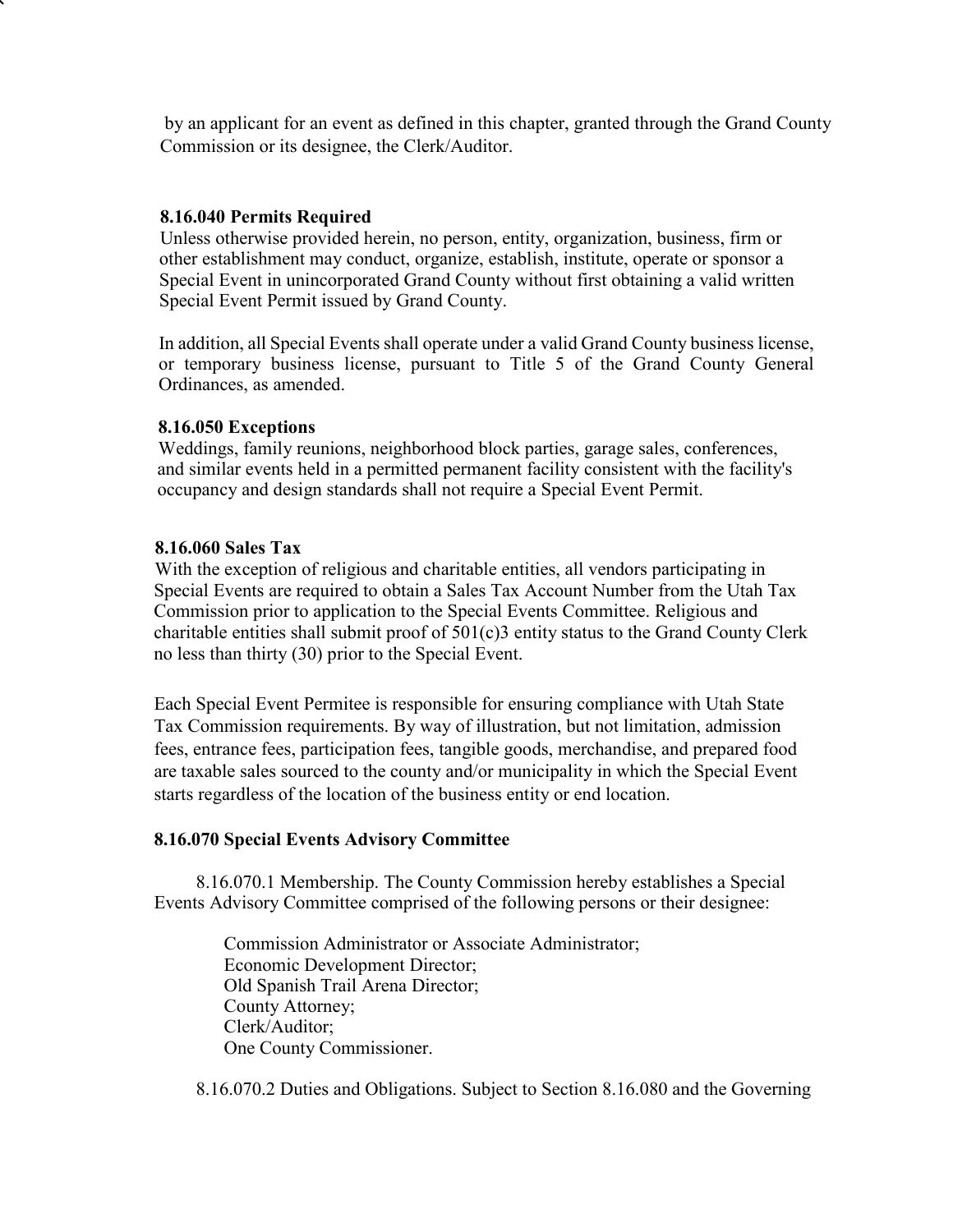by an applicant for an event as defined in this chapter, granted through the Grand County Commission or its designee, the Clerk/Auditor.

**8.16.040 Permits Required**

Unless otherwise provided herein, no person, entity, organization, business, firm or other establishment may conduct, organize, establish, institute, operate or sponsor a Special Event in unincorporated Grand County without first obtaining a valid written Special Event Permit issued by Grand County.

In addition, all Special Events shall operate under a valid Grand County business license, or temporary business license, pursuant to Title 5 of the Grand County General Ordinances, as amended.

**8.16.050 Exceptions**

Weddings, family reunions, neighborhood block parties, garage sales, conferences, and similar events held in a permitted permanent facility consistent with the facility's occupancy and design standards shall not require a Special Event Permit.

**8.16.060 Sales Tax**

With the exception of religious and charitable entities, all vendors participating in Special Events are required to obtain a Sales Tax Account Number from the Utah Tax Commission prior to application to the Special Events Committee. Religious and charitable entities shall submit proof of 501(c)3 entity status to the Grand County Clerk no less than thirty (30) prior to the Special Event.

Each Special Event Permitee is responsible for ensuring compliance with Utah State Tax Commission requirements. By way of illustration, but not limitation, admission fees, entrance fees, participation fees, tangible goods, merchandise, and prepared food are taxable sales sourced to the county and/or municipality in which the Special Event starts regardless of the location of the business entity or end location.

**8.16.070 Special Events Advisory Committee**

8.16.070.1 Membership. The County Commission hereby establishes a Special Events Advisory Committee comprised of the following persons or their designee:

Commission Administrator or Associate Administrator;
Economic Development Director;
Old Spanish Trail Arena Director;
County Attorney;
Clerk/Auditor;
One County Commissioner.

8.16.070.2 Duties and Obligations. Subject to Section 8.16.080 and the Governing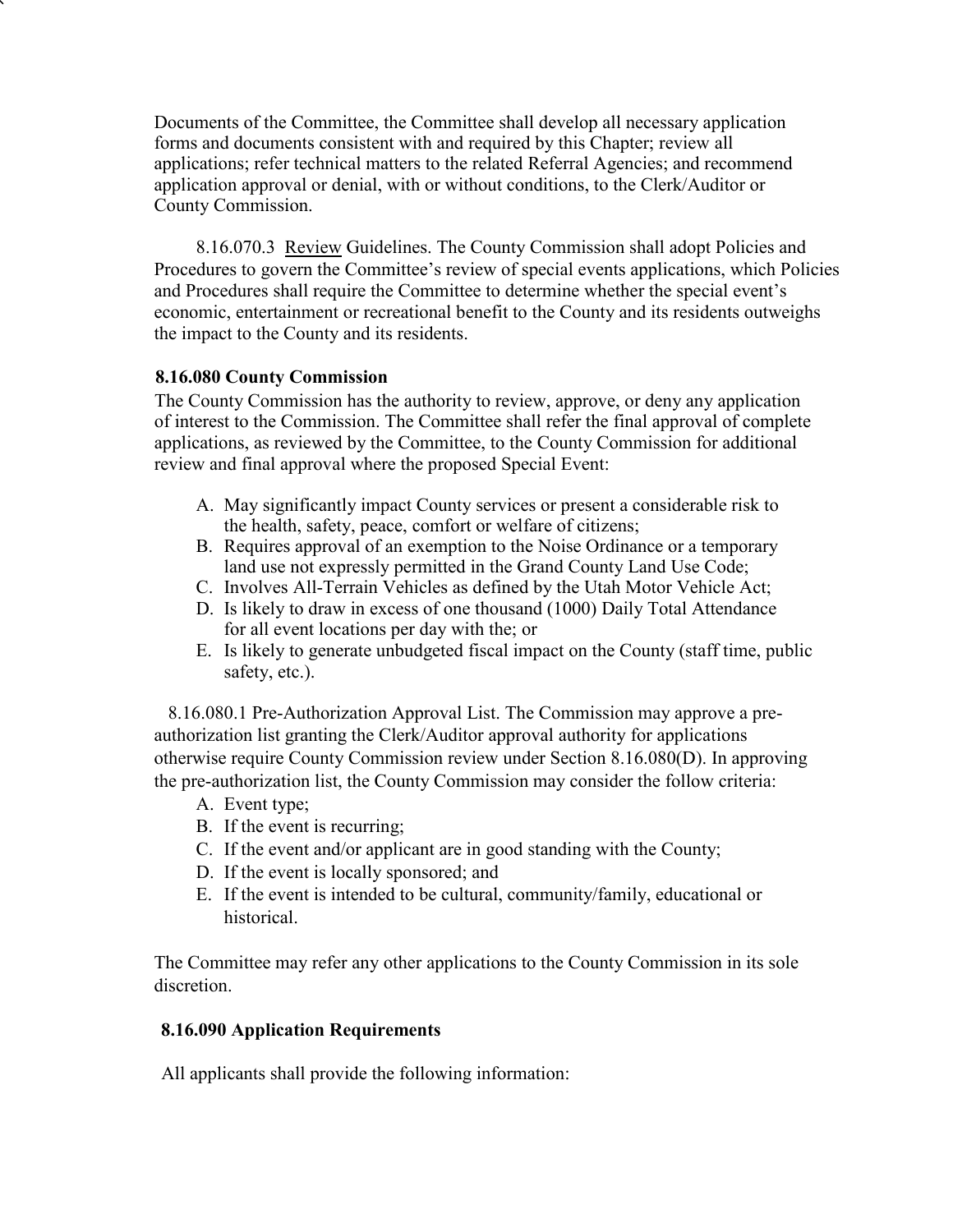Documents of the Committee, the Committee shall develop all necessary application forms and documents consistent with and required by this Chapter; review all applications; refer technical matters to the related Referral Agencies; and recommend application approval or denial, with or without conditions, to the Clerk/Auditor or County Commission.

8.16.070.3 Review Guidelines. The County Commission shall adopt Policies and Procedures to govern the Committee's review of special events applications, which Policies and Procedures shall require the Committee to determine whether the special event's economic, entertainment or recreational benefit to the County and its residents outweighs the impact to the County and its residents.

**8.16.080 County Commission**

The County Commission has the authority to review, approve, or deny any application of interest to the Commission. The Committee shall refer the final approval of complete applications, as reviewed by the Committee, to the County Commission for additional review and final approval where the proposed Special Event:

A. May significantly impact County services or present a considerable risk to the health, safety, peace, comfort or welfare of citizens;
B. Requires approval of an exemption to the Noise Ordinance or a temporary land use not expressly permitted in the Grand County Land Use Code;
C. Involves All-Terrain Vehicles as defined by the Utah Motor Vehicle Act;
D. Is likely to draw in excess of one thousand (1000) Daily Total Attendance for all event locations per day with the; or
E. Is likely to generate unbudgeted fiscal impact on the County (staff time, public safety, etc.).

8.16.080.1 Pre-Authorization Approval List. The Commission may approve a pre-authorization list granting the Clerk/Auditor approval authority for applications otherwise require County Commission review under Section 8.16.080(D). In approving the pre-authorization list, the County Commission may consider the follow criteria:

A. Event type;
B. If the event is recurring;
C. If the event and/or applicant are in good standing with the County;
D. If the event is locally sponsored; and
E. If the event is intended to be cultural, community/family, educational or historical.

The Committee may refer any other applications to the County Commission in its sole discretion.

**8.16.090 Application Requirements**

All applicants shall provide the following information: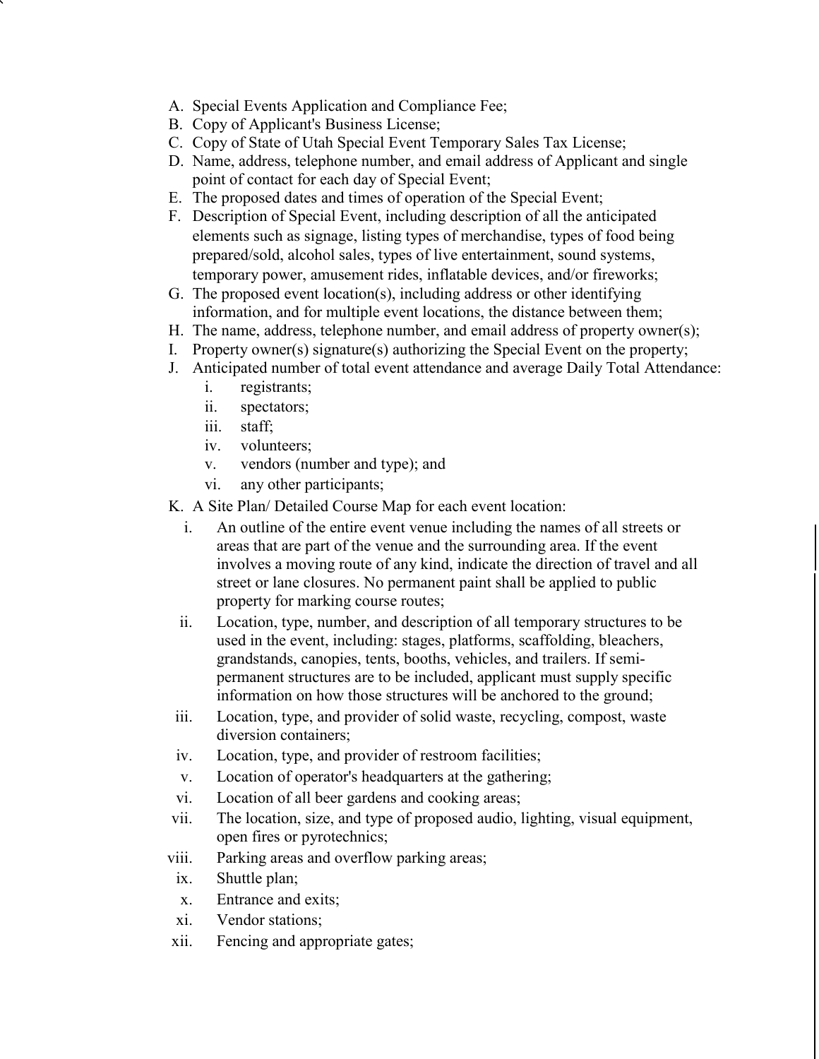A. Special Events Application and Compliance Fee;
B. Copy of Applicant's Business License;
C. Copy of State of Utah Special Event Temporary Sales Tax License;
D. Name, address, telephone number, and email address of Applicant and single point of contact for each day of Special Event;
E. The proposed dates and times of operation of the Special Event;
F. Description of Special Event, including description of all the anticipated elements such as signage, listing types of merchandise, types of food being prepared/sold, alcohol sales, types of live entertainment, sound systems, temporary power, amusement rides, inflatable devices, and/or fireworks;
G. The proposed event location(s), including address or other identifying information, and for multiple event locations, the distance between them;
H. The name, address, telephone number, and email address of property owner(s);
I. Property owner(s) signature(s) authorizing the Special Event on the property;
J. Anticipated number of total event attendance and average Daily Total Attendance:
   i. registrants;
   ii. spectators;
   iii. staff;
   iv. volunteers;
   v. vendors (number and type); and
   vi. any other participants;
K. A Site Plan/ Detailed Course Map for each event location:
   i. An outline of the entire event venue including the names of all streets or areas that are part of the venue and the surrounding area. If the event involves a moving route of any kind, indicate the direction of travel and all street or lane closures. No permanent paint shall be applied to public property for marking course routes;
   ii. Location, type, number, and description of all temporary structures to be used in the event, including: stages, platforms, scaffolding, bleachers, grandstands, canopies, tents, booths, vehicles, and trailers. If semi-permanent structures are to be included, applicant must supply specific information on how those structures will be anchored to the ground;
   iii. Location, type, and provider of solid waste, recycling, compost, waste diversion containers;
   iv. Location, type, and provider of restroom facilities;
   v. Location of operator's headquarters at the gathering;
   vi. Location of all beer gardens and cooking areas;
   vii. The location, size, and type of proposed audio, lighting, visual equipment, open fires or pyrotechnics;
   viii. Parking areas and overflow parking areas;
   ix. Shuttle plan;
   x. Entrance and exits;
   xi. Vendor stations;
   xii. Fencing and appropriate gates;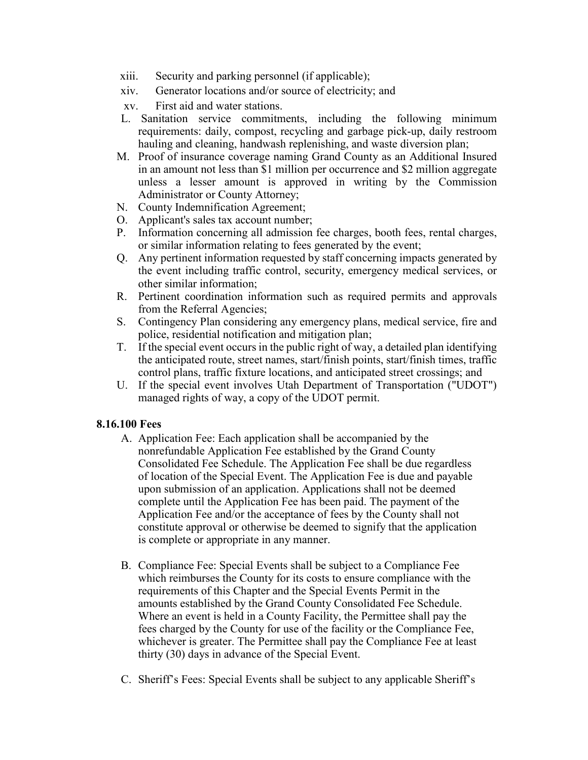xiii. Security and parking personnel (if applicable);

xiv. Generator locations and/or source of electricity; and

xv. First aid and water stations.

L. Sanitation service commitments, including the following minimum requirements: daily, compost, recycling and garbage pick-up, daily restroom hauling and cleaning, handwash replenishing, and waste diversion plan;

M. Proof of insurance coverage naming Grand County as an Additional Insured in an amount not less than $1 million per occurrence and $2 million aggregate unless a lesser amount is approved in writing by the Commission Administrator or County Attorney;

N. County Indemnification Agreement;

O. Applicant's sales tax account number;

P. Information concerning all admission fee charges, booth fees, rental charges, or similar information relating to fees generated by the event;

Q. Any pertinent information requested by staff concerning impacts generated by the event including traffic control, security, emergency medical services, or other similar information;

R. Pertinent coordination information such as required permits and approvals from the Referral Agencies;

S. Contingency Plan considering any emergency plans, medical service, fire and police, residential notification and mitigation plan;

T. If the special event occurs in the public right of way, a detailed plan identifying the anticipated route, street names, start/finish points, start/finish times, traffic control plans, traffic fixture locations, and anticipated street crossings; and

U. If the special event involves Utah Department of Transportation ("UDOT") managed rights of way, a copy of the UDOT permit.

**8.16.100 Fees**

A. Application Fee: Each application shall be accompanied by the nonrefundable Application Fee established by the Grand County Consolidated Fee Schedule. The Application Fee shall be due regardless of location of the Special Event. The Application Fee is due and payable upon submission of an application. Applications shall not be deemed complete until the Application Fee has been paid. The payment of the Application Fee and/or the acceptance of fees by the County shall not constitute approval or otherwise be deemed to signify that the application is complete or appropriate in any manner.

B. Compliance Fee: Special Events shall be subject to a Compliance Fee which reimburses the County for its costs to ensure compliance with the requirements of this Chapter and the Special Events Permit in the amounts established by the Grand County Consolidated Fee Schedule. Where an event is held in a County Facility, the Permittee shall pay the fees charged by the County for use of the facility or the Compliance Fee, whichever is greater. The Permittee shall pay the Compliance Fee at least thirty (30) days in advance of the Special Event.

C. Sheriff's Fees: Special Events shall be subject to any applicable Sheriff's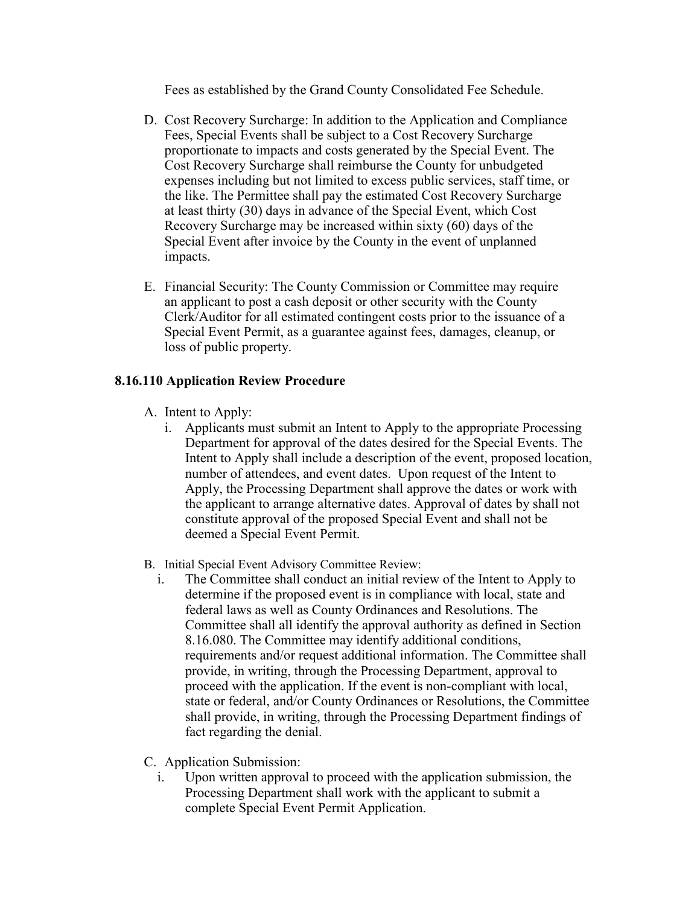Fees as established by the Grand County Consolidated Fee Schedule.

D. Cost Recovery Surcharge: In addition to the Application and Compliance Fees, Special Events shall be subject to a Cost Recovery Surcharge proportionate to impacts and costs generated by the Special Event. The Cost Recovery Surcharge shall reimburse the County for unbudgeted expenses including but not limited to excess public services, staff time, or the like. The Permittee shall pay the estimated Cost Recovery Surcharge at least thirty (30) days in advance of the Special Event, which Cost Recovery Surcharge may be increased within sixty (60) days of the Special Event after invoice by the County in the event of unplanned impacts.

E. Financial Security: The County Commission or Committee may require an applicant to post a cash deposit or other security with the County Clerk/Auditor for all estimated contingent costs prior to the issuance of a Special Event Permit, as a guarantee against fees, damages, cleanup, or loss of public property.

### 8.16.110 Application Review Procedure

A. Intent to Apply:
   i. Applicants must submit an Intent to Apply to the appropriate Processing Department for approval of the dates desired for the Special Events. The Intent to Apply shall include a description of the event, proposed location, number of attendees, and event dates. Upon request of the Intent to Apply, the Processing Department shall approve the dates or work with the applicant to arrange alternative dates. Approval of dates by shall not constitute approval of the proposed Special Event and shall not be deemed a Special Event Permit.

B. Initial Special Event Advisory Committee Review:
   i. The Committee shall conduct an initial review of the Intent to Apply to determine if the proposed event is in compliance with local, state and federal laws as well as County Ordinances and Resolutions. The Committee shall all identify the approval authority as defined in Section 8.16.080. The Committee may identify additional conditions, requirements and/or request additional information. The Committee shall provide, in writing, through the Processing Department, approval to proceed with the application. If the event is non-compliant with local, state or federal, and/or County Ordinances or Resolutions, the Committee shall provide, in writing, through the Processing Department findings of fact regarding the denial.

C. Application Submission:
   i. Upon written approval to proceed with the application submission, the Processing Department shall work with the applicant to submit a complete Special Event Permit Application.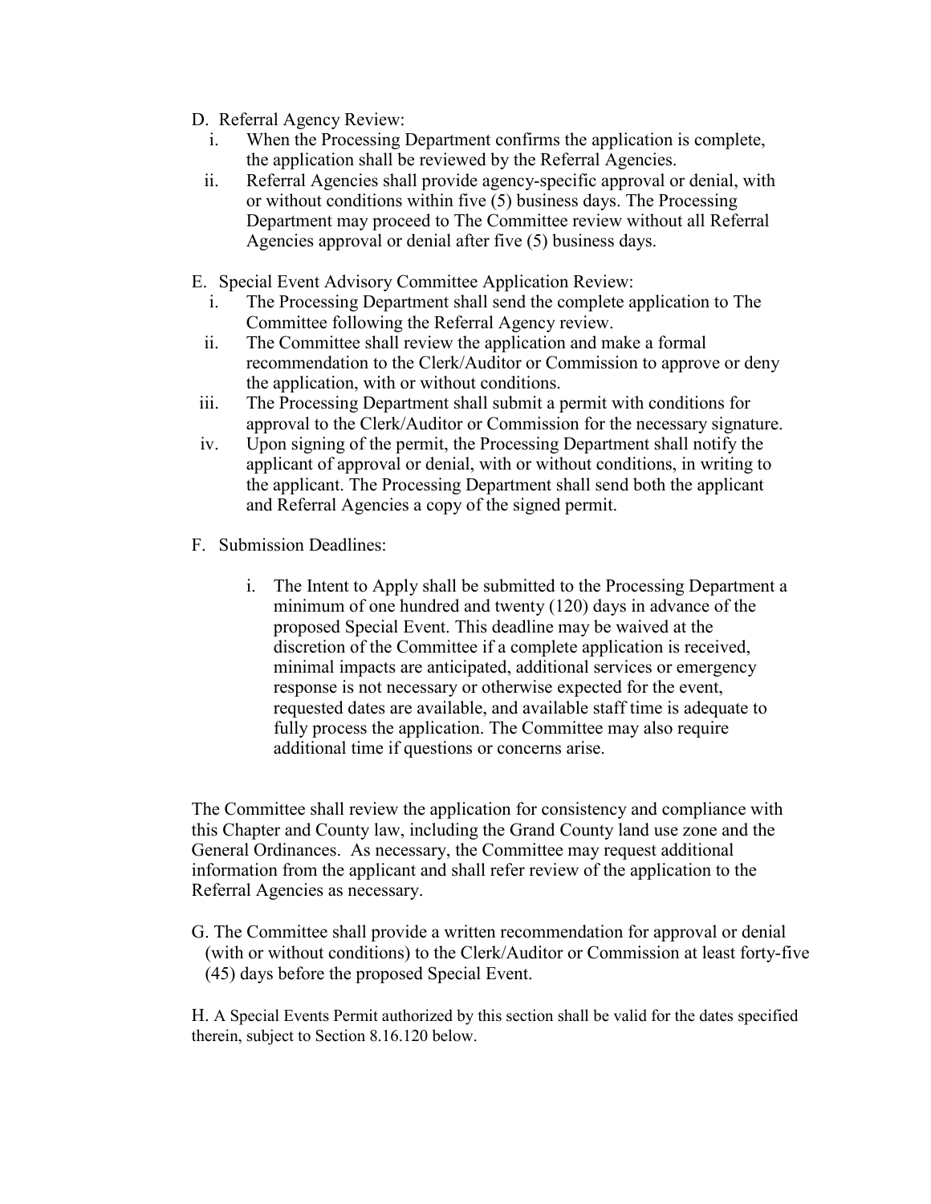D. Referral Agency Review:

i. When the Processing Department confirms the application is complete, the application shall be reviewed by the Referral Agencies.

ii. Referral Agencies shall provide agency-specific approval or denial, with or without conditions within five (5) business days. The Processing Department may proceed to The Committee review without all Referral Agencies approval or denial after five (5) business days.

E. Special Event Advisory Committee Application Review:

i. The Processing Department shall send the complete application to The Committee following the Referral Agency review.

ii. The Committee shall review the application and make a formal recommendation to the Clerk/Auditor or Commission to approve or deny the application, with or without conditions.

iii. The Processing Department shall submit a permit with conditions for approval to the Clerk/Auditor or Commission for the necessary signature.

iv. Upon signing of the permit, the Processing Department shall notify the applicant of approval or denial, with or without conditions, in writing to the applicant. The Processing Department shall send both the applicant and Referral Agencies a copy of the signed permit.

F. Submission Deadlines:

i. The Intent to Apply shall be submitted to the Processing Department a minimum of one hundred and twenty (120) days in advance of the proposed Special Event. This deadline may be waived at the discretion of the Committee if a complete application is received, minimal impacts are anticipated, additional services or emergency response is not necessary or otherwise expected for the event, requested dates are available, and available staff time is adequate to fully process the application. The Committee may also require additional time if questions or concerns arise.

The Committee shall review the application for consistency and compliance with this Chapter and County law, including the Grand County land use zone and the General Ordinances. As necessary, the Committee may request additional information from the applicant and shall refer review of the application to the Referral Agencies as necessary.

G. The Committee shall provide a written recommendation for approval or denial (with or without conditions) to the Clerk/Auditor or Commission at least forty-five (45) days before the proposed Special Event.

H. A Special Events Permit authorized by this section shall be valid for the dates specified therein, subject to Section 8.16.120 below.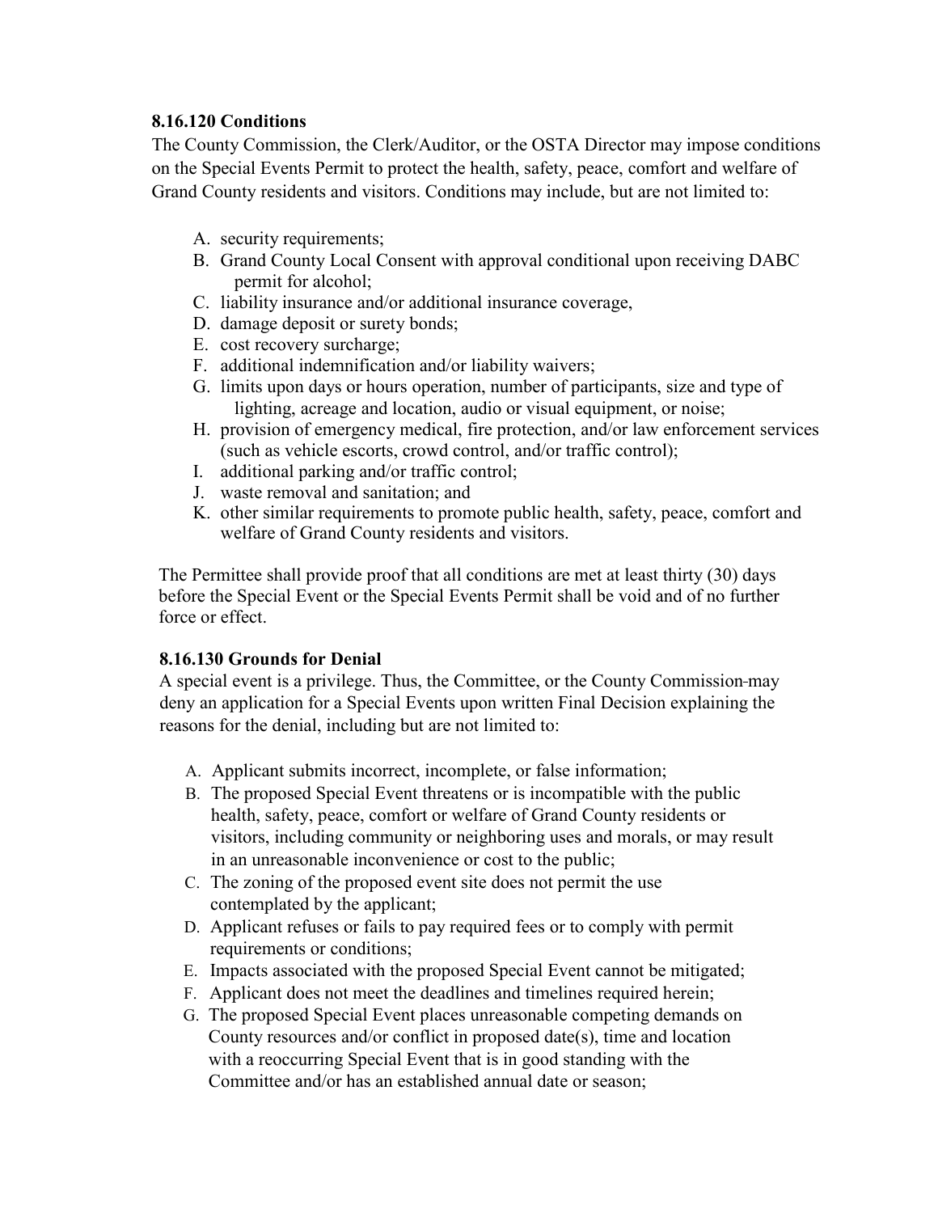**8.16.120 Conditions**

The County Commission, the Clerk/Auditor, or the OSTA Director may impose conditions on the Special Events Permit to protect the health, safety, peace, comfort and welfare of Grand County residents and visitors. Conditions may include, but are not limited to:

A. security requirements;
B. Grand County Local Consent with approval conditional upon receiving DABC permit for alcohol;
C. liability insurance and/or additional insurance coverage,
D. damage deposit or surety bonds;
E. cost recovery surcharge;
F. additional indemnification and/or liability waivers;
G. limits upon days or hours operation, number of participants, size and type of lighting, acreage and location, audio or visual equipment, or noise;
H. provision of emergency medical, fire protection, and/or law enforcement services (such as vehicle escorts, crowd control, and/or traffic control);
I. additional parking and/or traffic control;
J. waste removal and sanitation; and
K. other similar requirements to promote public health, safety, peace, comfort and welfare of Grand County residents and visitors.

The Permittee shall provide proof that all conditions are met at least thirty (30) days before the Special Event or the Special Events Permit shall be void and of no further force or effect.

**8.16.130 Grounds for Denial**

A special event is a privilege. Thus, the Committee, or the County Commission may deny an application for a Special Events upon written Final Decision explaining the reasons for the denial, including but are not limited to:

A. Applicant submits incorrect, incomplete, or false information;
B. The proposed Special Event threatens or is incompatible with the public health, safety, peace, comfort or welfare of Grand County residents or visitors, including community or neighboring uses and morals, or may result in an unreasonable inconvenience or cost to the public;
C. The zoning of the proposed event site does not permit the use contemplated by the applicant;
D. Applicant refuses or fails to pay required fees or to comply with permit requirements or conditions;
E. Impacts associated with the proposed Special Event cannot be mitigated;
F. Applicant does not meet the deadlines and timelines required herein;
G. The proposed Special Event places unreasonable competing demands on County resources and/or conflict in proposed date(s), time and location with a reoccurring Special Event that is in good standing with the Committee and/or has an established annual date or season;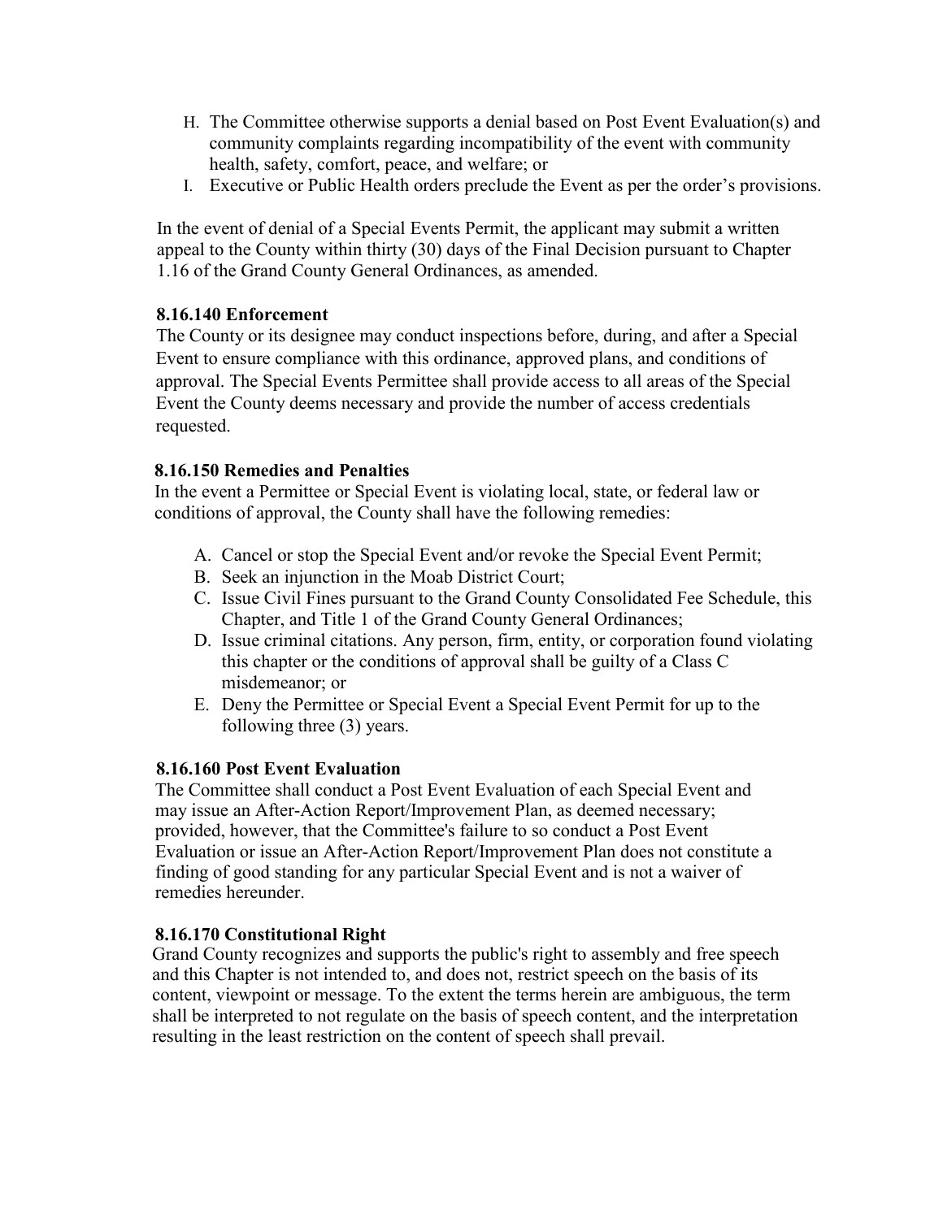H. The Committee otherwise supports a denial based on Post Event Evaluation(s) and community complaints regarding incompatibility of the event with community health, safety, comfort, peace, and welfare; or
I. Executive or Public Health orders preclude the Event as per the order's provisions.

In the event of denial of a Special Events Permit, the applicant may submit a written appeal to the County within thirty (30) days of the Final Decision pursuant to Chapter 1.16 of the Grand County General Ordinances, as amended.

**8.16.140 Enforcement**

The County or its designee may conduct inspections before, during, and after a Special Event to ensure compliance with this ordinance, approved plans, and conditions of approval. The Special Events Permittee shall provide access to all areas of the Special Event the County deems necessary and provide the number of access credentials requested.

**8.16.150 Remedies and Penalties**

In the event a Permittee or Special Event is violating local, state, or federal law or conditions of approval, the County shall have the following remedies:

A. Cancel or stop the Special Event and/or revoke the Special Event Permit;
B. Seek an injunction in the Moab District Court;
C. Issue Civil Fines pursuant to the Grand County Consolidated Fee Schedule, this Chapter, and Title 1 of the Grand County General Ordinances;
D. Issue criminal citations. Any person, firm, entity, or corporation found violating this chapter or the conditions of approval shall be guilty of a Class C misdemeanor; or
E. Deny the Permittee or Special Event a Special Event Permit for up to the following three (3) years.

**8.16.160 Post Event Evaluation**

The Committee shall conduct a Post Event Evaluation of each Special Event and may issue an After-Action Report/Improvement Plan, as deemed necessary; provided, however, that the Committee's failure to so conduct a Post Event Evaluation or issue an After-Action Report/Improvement Plan does not constitute a finding of good standing for any particular Special Event and is not a waiver of remedies hereunder.

**8.16.170 Constitutional Right**

Grand County recognizes and supports the public's right to assembly and free speech and this Chapter is not intended to, and does not, restrict speech on the basis of its content, viewpoint or message. To the extent the terms herein are ambiguous, the term shall be interpreted to not regulate on the basis of speech content, and the interpretation resulting in the least restriction on the content of speech shall prevail.